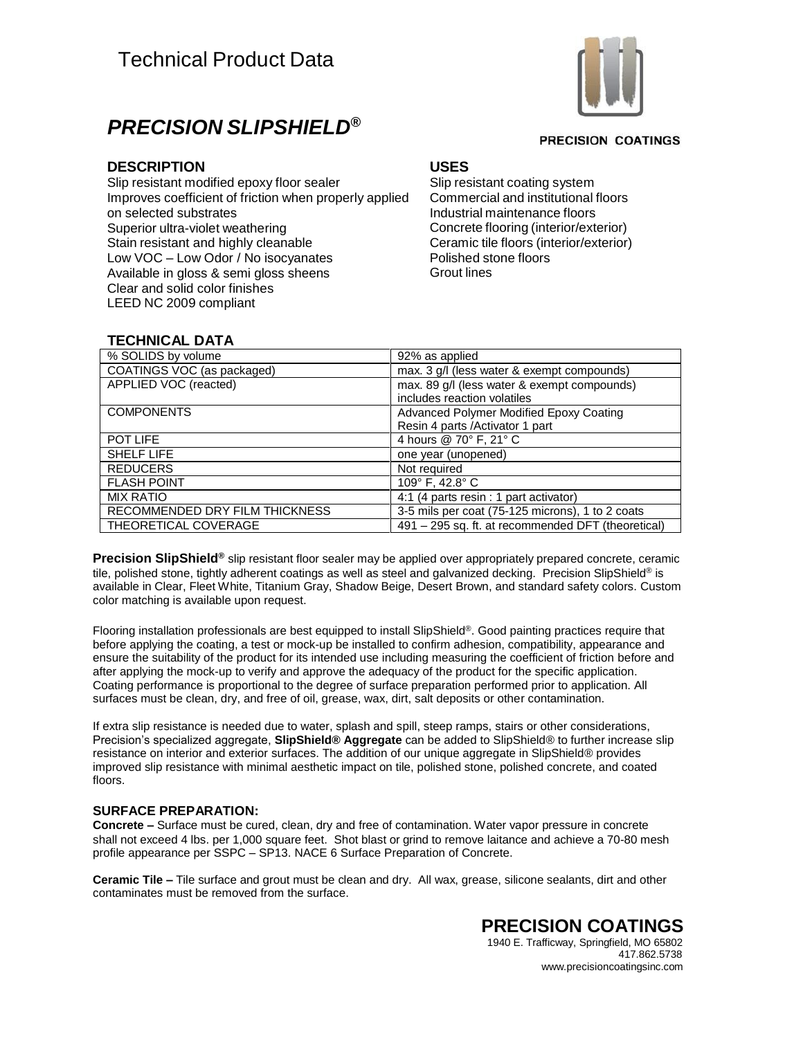# Technical Product Data

## *PRECISION SLIPSHIELD®*

PRECISION COATINGS

### DESCRIPTION

Slip resistant modified epoxy floor sealer
Improves coefficient of friction when properly applied on selected substrates
Superior ultra-violet weathering
Stain resistant and highly cleanable
Low VOC – Low Odor / No isocyanates
Available in gloss & semi gloss sheens
Clear and solid color finishes
LEED NC 2009 compliant

### USES

Slip resistant coating system
Commercial and institutional floors
Industrial maintenance floors
Concrete flooring (interior/exterior)
Ceramic tile floors (interior/exterior)
Polished stone floors
Grout lines

### TECHNICAL DATA

| | |
|---|---|
| % SOLIDS by volume | 92% as applied |
| COATINGS VOC (as packaged) | max. 3 g/l (less water & exempt compounds) |
| APPLIED VOC (reacted) | max. 89 g/l (less water & exempt compounds) includes reaction volatiles |
| COMPONENTS | Advanced Polymer Modified Epoxy Coating Resin 4 parts /Activator 1 part |
| POT LIFE | 4 hours @ 70° F, 21° C |
| SHELF LIFE | one year (unopened) |
| REDUCERS | Not required |
| FLASH POINT | 109° F, 42.8° C |
| MIX RATIO | 4:1 (4 parts resin : 1 part activator) |
| RECOMMENDED DRY FILM THICKNESS | 3-5 mils per coat (75-125 microns), 1 to 2 coats |
| THEORETICAL COVERAGE | 491 – 295 sq. ft. at recommended DFT (theoretical) |

**Precision SlipShield®** slip resistant floor sealer may be applied over appropriately prepared concrete, ceramic tile, polished stone, tightly adherent coatings as well as steel and galvanized decking. Precision SlipShield® is available in Clear, Fleet White, Titanium Gray, Shadow Beige, Desert Brown, and standard safety colors. Custom color matching is available upon request.

Flooring installation professionals are best equipped to install SlipShield®. Good painting practices require that before applying the coating, a test or mock-up be installed to confirm adhesion, compatibility, appearance and ensure the suitability of the product for its intended use including measuring the coefficient of friction before and after applying the mock-up to verify and approve the adequacy of the product for the specific application. Coating performance is proportional to the degree of surface preparation performed prior to application. All surfaces must be clean, dry, and free of oil, grease, wax, dirt, salt deposits or other contamination.

If extra slip resistance is needed due to water, splash and spill, steep ramps, stairs or other considerations, Precision's specialized aggregate, **SlipShield® Aggregate** can be added to SlipShield® to further increase slip resistance on interior and exterior surfaces. The addition of our unique aggregate in SlipShield® provides improved slip resistance with minimal aesthetic impact on tile, polished stone, polished concrete, and coated floors.

#### SURFACE PREPARATION:

**Concrete –** Surface must be cured, clean, dry and free of contamination. Water vapor pressure in concrete shall not exceed 4 lbs. per 1,000 square feet. Shot blast or grind to remove laitance and achieve a 70-80 mesh profile appearance per SSPC – SP13. NACE 6 Surface Preparation of Concrete.

**Ceramic Tile –** Tile surface and grout must be clean and dry. All wax, grease, silicone sealants, dirt and other contaminates must be removed from the surface.

**PRECISION COATINGS**
1940 E. Trafficway, Springfield, MO 65802
417.862.5738
www.precisioncoatingsinc.com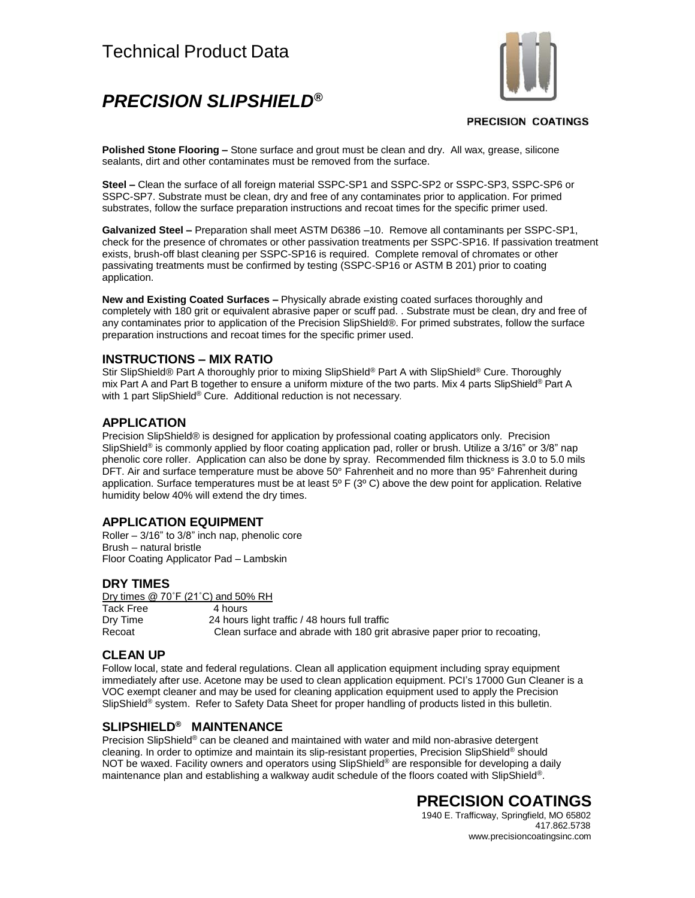# Technical Product Data

## *PRECISION SLIPSHIELD®*

PRECISION COATINGS

**Polished Stone Flooring –** Stone surface and grout must be clean and dry. All wax, grease, silicone sealants, dirt and other contaminates must be removed from the surface.

**Steel –** Clean the surface of all foreign material SSPC-SP1 and SSPC-SP2 or SSPC-SP3, SSPC-SP6 or SSPC-SP7. Substrate must be clean, dry and free of any contaminates prior to application. For primed substrates, follow the surface preparation instructions and recoat times for the specific primer used.

**Galvanized Steel –** Preparation shall meet ASTM D6386 –10. Remove all contaminants per SSPC-SP1, check for the presence of chromates or other passivation treatments per SSPC-SP16. If passivation treatment exists, brush-off blast cleaning per SSPC-SP16 is required. Complete removal of chromates or other passivating treatments must be confirmed by testing (SSPC-SP16 or ASTM B 201) prior to coating application.

**New and Existing Coated Surfaces –** Physically abrade existing coated surfaces thoroughly and completely with 180 grit or equivalent abrasive paper or scuff pad. . Substrate must be clean, dry and free of any contaminates prior to application of the Precision SlipShield®. For primed substrates, follow the surface preparation instructions and recoat times for the specific primer used.

### INSTRUCTIONS – MIX RATIO

Stir SlipShield® Part A thoroughly prior to mixing SlipShield® Part A with SlipShield® Cure. Thoroughly mix Part A and Part B together to ensure a uniform mixture of the two parts. Mix 4 parts SlipShield® Part A with 1 part SlipShield® Cure. Additional reduction is not necessary.

### APPLICATION

Precision SlipShield® is designed for application by professional coating applicators only. Precision SlipShield® is commonly applied by floor coating application pad, roller or brush. Utilize a 3/16" or 3/8" nap phenolic core roller. Application can also be done by spray. Recommended film thickness is 3.0 to 5.0 mils DFT. Air and surface temperature must be above 50° Fahrenheit and no more than 95° Fahrenheit during application. Surface temperatures must be at least 5º F (3º C) above the dew point for application. Relative humidity below 40% will extend the dry times.

### APPLICATION EQUIPMENT

Roller – 3/16" to 3/8" inch nap, phenolic core
Brush – natural bristle
Floor Coating Applicator Pad – Lambskin

### DRY TIMES

Dry times @ 70˚F (21˚C) and 50% RH

| | |
|---|---|
| Tack Free | 4 hours |
| Dry Time | 24 hours light traffic / 48 hours full traffic |
| Recoat | Clean surface and abrade with 180 grit abrasive paper prior to recoating, |

### CLEAN UP

Follow local, state and federal regulations. Clean all application equipment including spray equipment immediately after use. Acetone may be used to clean application equipment. PCI's 17000 Gun Cleaner is a VOC exempt cleaner and may be used for cleaning application equipment used to apply the Precision SlipShield® system. Refer to Safety Data Sheet for proper handling of products listed in this bulletin.

### SLIPSHIELD® MAINTENANCE

Precision SlipShield® can be cleaned and maintained with water and mild non-abrasive detergent cleaning. In order to optimize and maintain its slip-resistant properties, Precision SlipShield® should NOT be waxed. Facility owners and operators using SlipShield® are responsible for developing a daily maintenance plan and establishing a walkway audit schedule of the floors coated with SlipShield®.

**PRECISION COATINGS**
1940 E. Trafficway, Springfield, MO 65802
417.862.5738
www.precisioncoatingsinc.com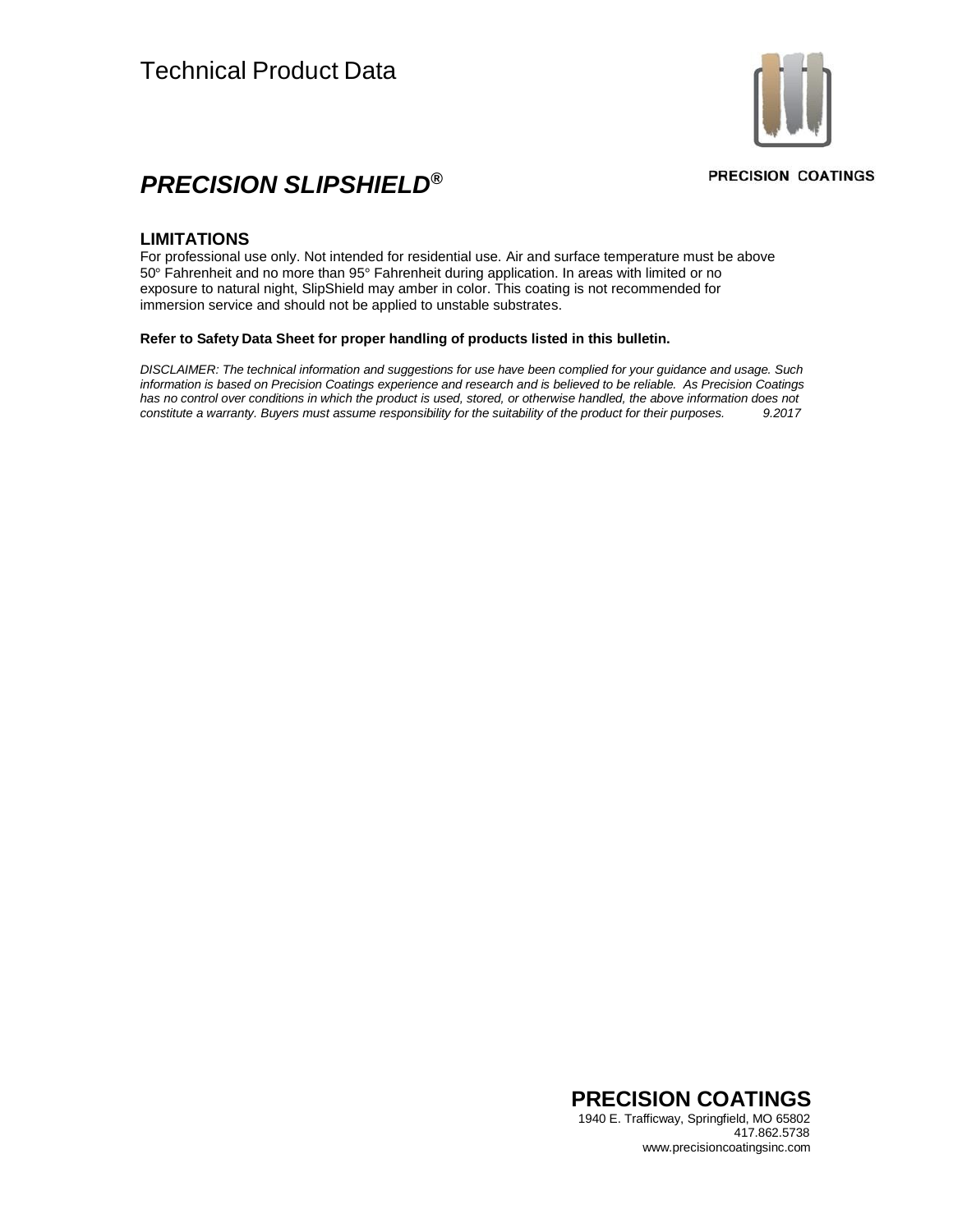Technical Product Data

PRECISION COATINGS

# *PRECISION SLIPSHIELD®*

## LIMITATIONS

For professional use only. Not intended for residential use. Air and surface temperature must be above 50° Fahrenheit and no more than 95° Fahrenheit during application. In areas with limited or no exposure to natural night, SlipShield may amber in color. This coating is not recommended for immersion service and should not be applied to unstable substrates.

**Refer to Safety Data Sheet for proper handling of products listed in this bulletin.**

*DISCLAIMER: The technical information and suggestions for use have been complied for your guidance and usage. Such information is based on Precision Coatings experience and research and is believed to be reliable. As Precision Coatings has no control over conditions in which the product is used, stored, or otherwise handled, the above information does not constitute a warranty. Buyers must assume responsibility for the suitability of the product for their purposes. 9.2017*

**PRECISION COATINGS**
1940 E. Trafficway, Springfield, MO 65802
417.862.5738
www.precisioncoatingsinc.com